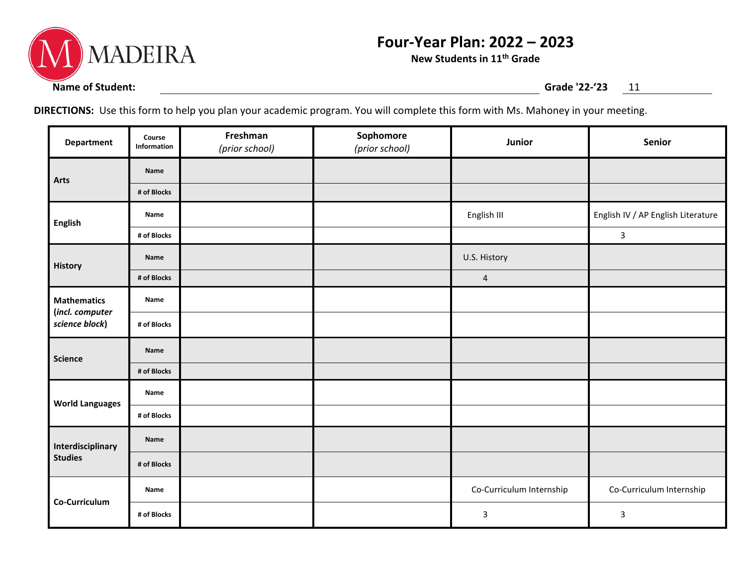MADEIRA

# Four-Year Plan: 2022 – 2023

**New Students in 11th Grade**

**Name of Student:** ______________________ **Grade '22-'23** 11

**DIRECTIONS:** Use this form to help you plan your academic program. You will complete this form with Ms. Mahoney in your meeting.

| Department | Course Information | Freshman *(prior school)* | Sophomore *(prior school)* | Junior | Senior |
|---|---|---|---|---|---|
| Arts | Name | | | | |
| | # of Blocks | | | | |
| English | Name | | | English III | English IV / AP English Literature |
| | # of Blocks | | | | 3 |
| History | Name | | | U.S. History | |
| | # of Blocks | | | 4 | |
| Mathematics (*incl. computer science block*) | Name | | | | |
| | # of Blocks | | | | |
| Science | Name | | | | |
| | # of Blocks | | | | |
| World Languages | Name | | | | |
| | # of Blocks | | | | |
| Interdisciplinary Studies | Name | | | | |
| | # of Blocks | | | | |
| Co-Curriculum | Name | | | Co-Curriculum Internship | Co-Curriculum Internship |
| | # of Blocks | | | 3 | 3 |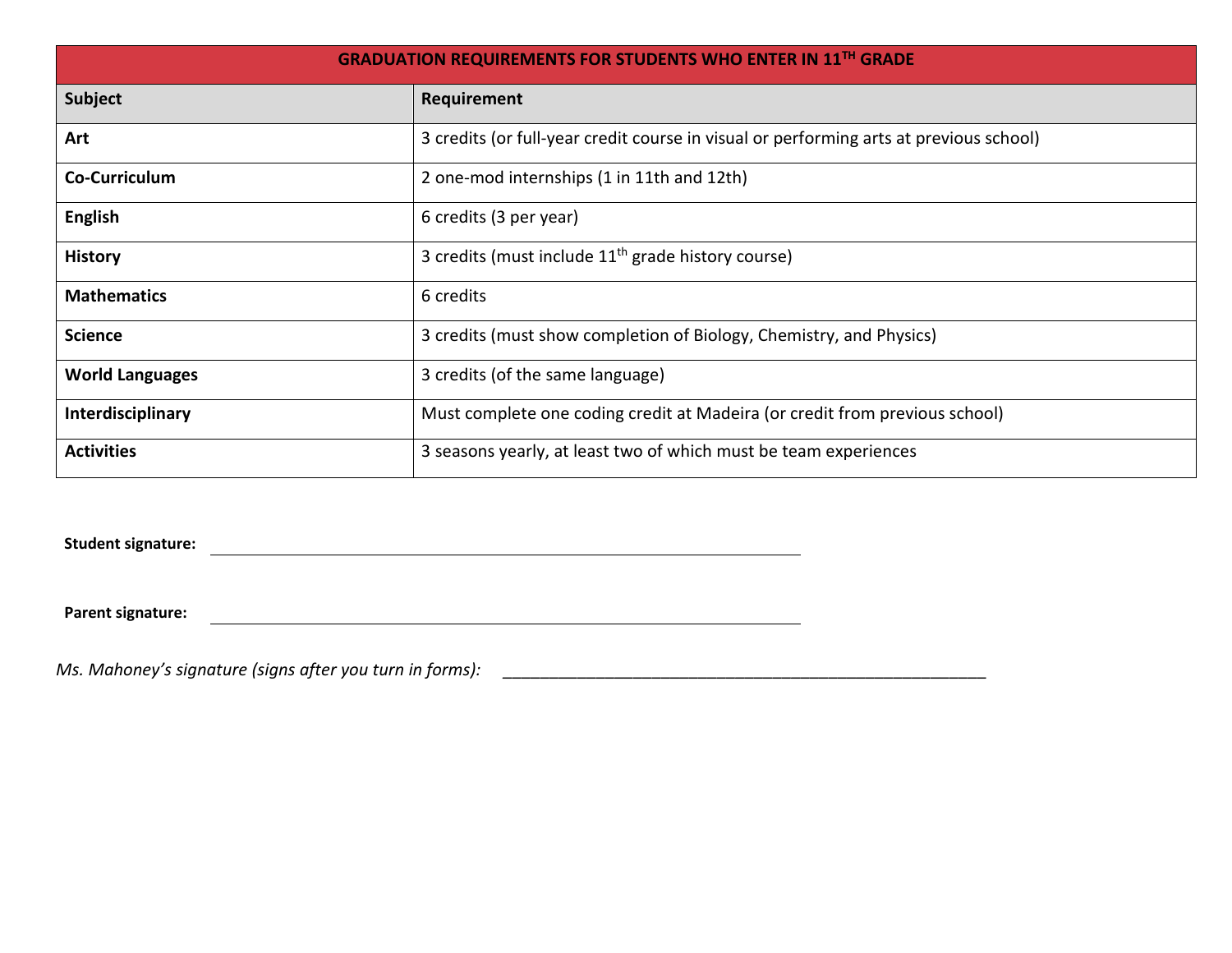| GRADUATION REQUIREMENTS FOR STUDENTS WHO ENTER IN 11TH GRADE | |
|---|---|
| **Subject** | **Requirement** |
| **Art** | 3 credits (or full-year credit course in visual or performing arts at previous school) |
| **Co-Curriculum** | 2 one-mod internships (1 in 11th and 12th) |
| **English** | 6 credits (3 per year) |
| **History** | 3 credits (must include 11th grade history course) |
| **Mathematics** | 6 credits |
| **Science** | 3 credits (must show completion of Biology, Chemistry, and Physics) |
| **World Languages** | 3 credits (of the same language) |
| **Interdisciplinary** | Must complete one coding credit at Madeira (or credit from previous school) |
| **Activities** | 3 seasons yearly, at least two of which must be team experiences |

**Student signature:** ______________________________

**Parent signature:** ______________________________

*Ms. Mahoney's signature (signs after you turn in forms):* ______________________________